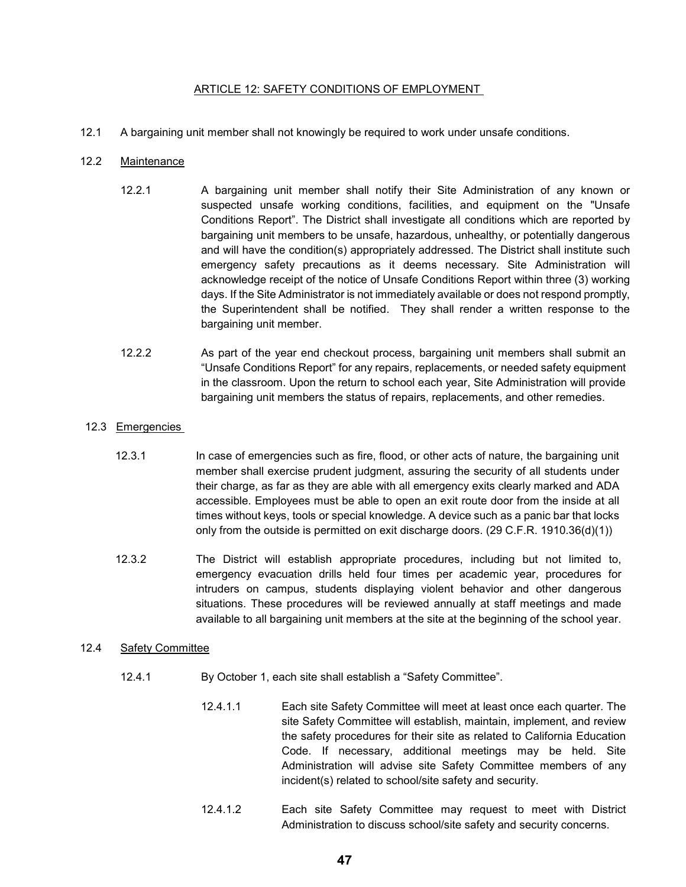## ARTICLE 12: SAFETY CONDITIONS OF EMPLOYMENT

12.1 A bargaining unit member shall not knowingly be required to work under unsafe conditions.

12.2 Maintenance

12.2.1 A bargaining unit member shall notify their Site Administration of any known or suspected unsafe working conditions, facilities, and equipment on the "Unsafe Conditions Report". The District shall investigate all conditions which are reported by bargaining unit members to be unsafe, hazardous, unhealthy, or potentially dangerous and will have the condition(s) appropriately addressed. The District shall institute such emergency safety precautions as it deems necessary. Site Administration will acknowledge receipt of the notice of Unsafe Conditions Report within three (3) working days. If the Site Administrator is not immediately available or does not respond promptly, the Superintendent shall be notified. They shall render a written response to the bargaining unit member.

12.2.2 As part of the year end checkout process, bargaining unit members shall submit an "Unsafe Conditions Report" for any repairs, replacements, or needed safety equipment in the classroom. Upon the return to school each year, Site Administration will provide bargaining unit members the status of repairs, replacements, and other remedies.

12.3 Emergencies

12.3.1 In case of emergencies such as fire, flood, or other acts of nature, the bargaining unit member shall exercise prudent judgment, assuring the security of all students under their charge, as far as they are able with all emergency exits clearly marked and ADA accessible. Employees must be able to open an exit route door from the inside at all times without keys, tools or special knowledge. A device such as a panic bar that locks only from the outside is permitted on exit discharge doors. (29 C.F.R. 1910.36(d)(1))

12.3.2 The District will establish appropriate procedures, including but not limited to, emergency evacuation drills held four times per academic year, procedures for intruders on campus, students displaying violent behavior and other dangerous situations. These procedures will be reviewed annually at staff meetings and made available to all bargaining unit members at the site at the beginning of the school year.

12.4 Safety Committee

12.4.1 By October 1, each site shall establish a "Safety Committee".

12.4.1.1 Each site Safety Committee will meet at least once each quarter. The site Safety Committee will establish, maintain, implement, and review the safety procedures for their site as related to California Education Code. If necessary, additional meetings may be held. Site Administration will advise site Safety Committee members of any incident(s) related to school/site safety and security.

12.4.1.2 Each site Safety Committee may request to meet with District Administration to discuss school/site safety and security concerns.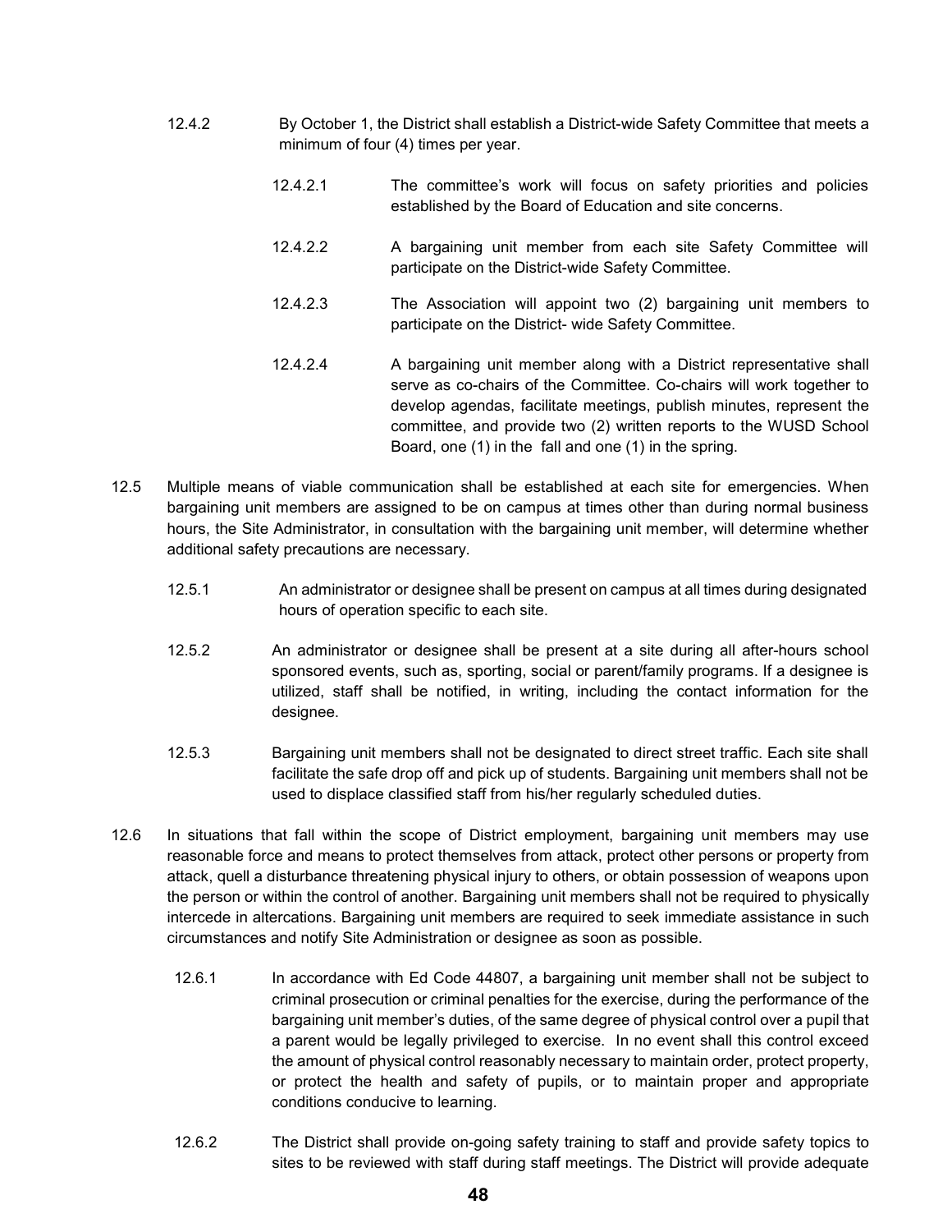12.4.2 By October 1, the District shall establish a District-wide Safety Committee that meets a minimum of four (4) times per year.

12.4.2.1 The committee's work will focus on safety priorities and policies established by the Board of Education and site concerns.

12.4.2.2 A bargaining unit member from each site Safety Committee will participate on the District-wide Safety Committee.

12.4.2.3 The Association will appoint two (2) bargaining unit members to participate on the District- wide Safety Committee.

12.4.2.4 A bargaining unit member along with a District representative shall serve as co-chairs of the Committee. Co-chairs will work together to develop agendas, facilitate meetings, publish minutes, represent the committee, and provide two (2) written reports to the WUSD School Board, one (1) in the fall and one (1) in the spring.

12.5 Multiple means of viable communication shall be established at each site for emergencies. When bargaining unit members are assigned to be on campus at times other than during normal business hours, the Site Administrator, in consultation with the bargaining unit member, will determine whether additional safety precautions are necessary.

12.5.1 An administrator or designee shall be present on campus at all times during designated hours of operation specific to each site.

12.5.2 An administrator or designee shall be present at a site during all after-hours school sponsored events, such as, sporting, social or parent/family programs. If a designee is utilized, staff shall be notified, in writing, including the contact information for the designee.

12.5.3 Bargaining unit members shall not be designated to direct street traffic. Each site shall facilitate the safe drop off and pick up of students. Bargaining unit members shall not be used to displace classified staff from his/her regularly scheduled duties.

12.6 In situations that fall within the scope of District employment, bargaining unit members may use reasonable force and means to protect themselves from attack, protect other persons or property from attack, quell a disturbance threatening physical injury to others, or obtain possession of weapons upon the person or within the control of another. Bargaining unit members shall not be required to physically intercede in altercations. Bargaining unit members are required to seek immediate assistance in such circumstances and notify Site Administration or designee as soon as possible.

12.6.1 In accordance with Ed Code 44807, a bargaining unit member shall not be subject to criminal prosecution or criminal penalties for the exercise, during the performance of the bargaining unit member's duties, of the same degree of physical control over a pupil that a parent would be legally privileged to exercise. In no event shall this control exceed the amount of physical control reasonably necessary to maintain order, protect property, or protect the health and safety of pupils, or to maintain proper and appropriate conditions conducive to learning.

12.6.2 The District shall provide on-going safety training to staff and provide safety topics to sites to be reviewed with staff during staff meetings. The District will provide adequate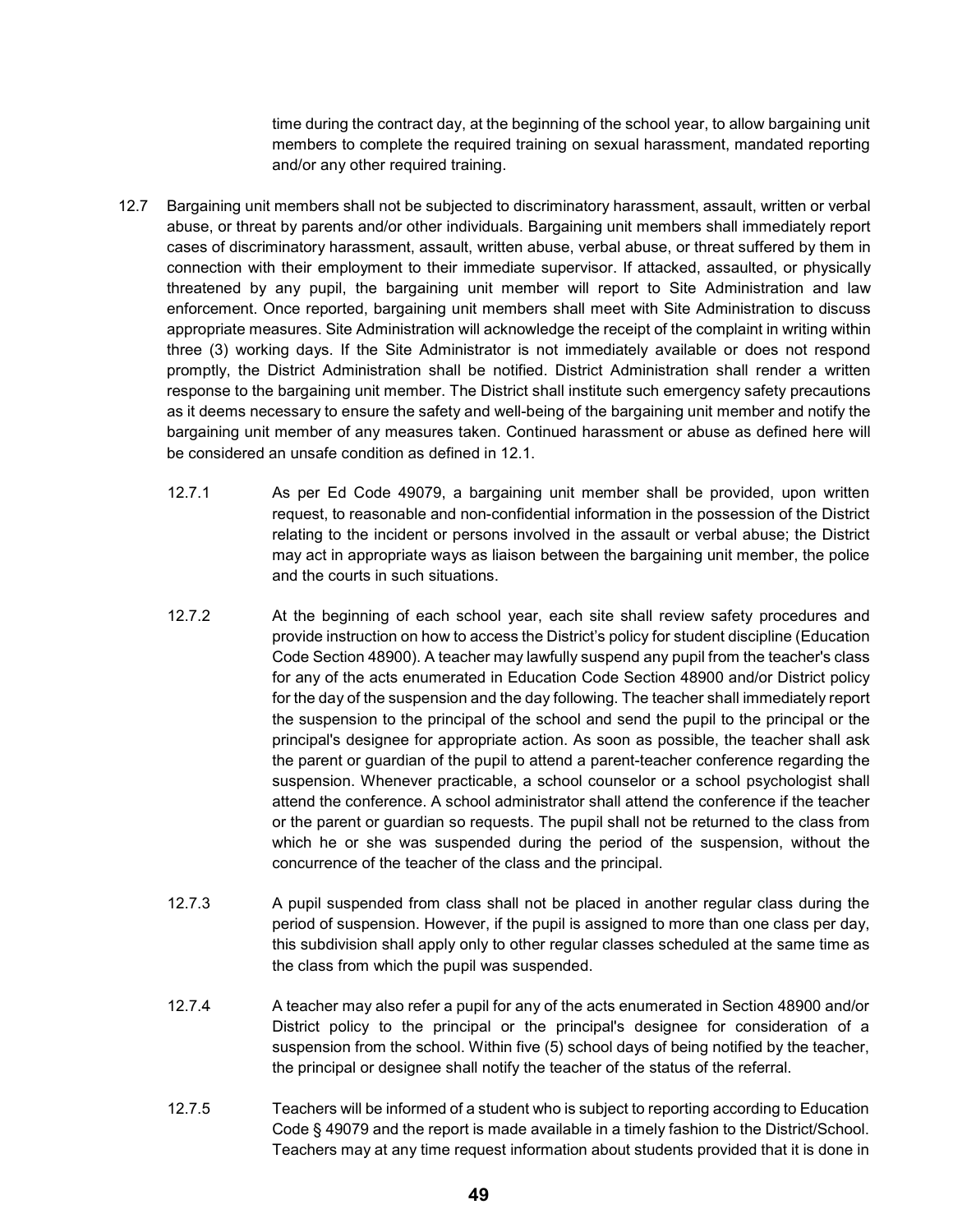time during the contract day, at the beginning of the school year, to allow bargaining unit members to complete the required training on sexual harassment, mandated reporting and/or any other required training.

12.7 Bargaining unit members shall not be subjected to discriminatory harassment, assault, written or verbal abuse, or threat by parents and/or other individuals. Bargaining unit members shall immediately report cases of discriminatory harassment, assault, written abuse, verbal abuse, or threat suffered by them in connection with their employment to their immediate supervisor. If attacked, assaulted, or physically threatened by any pupil, the bargaining unit member will report to Site Administration and law enforcement. Once reported, bargaining unit members shall meet with Site Administration to discuss appropriate measures. Site Administration will acknowledge the receipt of the complaint in writing within three (3) working days. If the Site Administrator is not immediately available or does not respond promptly, the District Administration shall be notified. District Administration shall render a written response to the bargaining unit member. The District shall institute such emergency safety precautions as it deems necessary to ensure the safety and well-being of the bargaining unit member and notify the bargaining unit member of any measures taken. Continued harassment or abuse as defined here will be considered an unsafe condition as defined in 12.1.

12.7.1 As per Ed Code 49079, a bargaining unit member shall be provided, upon written request, to reasonable and non-confidential information in the possession of the District relating to the incident or persons involved in the assault or verbal abuse; the District may act in appropriate ways as liaison between the bargaining unit member, the police and the courts in such situations.

12.7.2 At the beginning of each school year, each site shall review safety procedures and provide instruction on how to access the District's policy for student discipline (Education Code Section 48900). A teacher may lawfully suspend any pupil from the teacher's class for any of the acts enumerated in Education Code Section 48900 and/or District policy for the day of the suspension and the day following. The teacher shall immediately report the suspension to the principal of the school and send the pupil to the principal or the principal's designee for appropriate action. As soon as possible, the teacher shall ask the parent or guardian of the pupil to attend a parent-teacher conference regarding the suspension. Whenever practicable, a school counselor or a school psychologist shall attend the conference. A school administrator shall attend the conference if the teacher or the parent or guardian so requests. The pupil shall not be returned to the class from which he or she was suspended during the period of the suspension, without the concurrence of the teacher of the class and the principal.

12.7.3 A pupil suspended from class shall not be placed in another regular class during the period of suspension. However, if the pupil is assigned to more than one class per day, this subdivision shall apply only to other regular classes scheduled at the same time as the class from which the pupil was suspended.

12.7.4 A teacher may also refer a pupil for any of the acts enumerated in Section 48900 and/or District policy to the principal or the principal's designee for consideration of a suspension from the school. Within five (5) school days of being notified by the teacher, the principal or designee shall notify the teacher of the status of the referral.

12.7.5 Teachers will be informed of a student who is subject to reporting according to Education Code § 49079 and the report is made available in a timely fashion to the District/School. Teachers may at any time request information about students provided that it is done in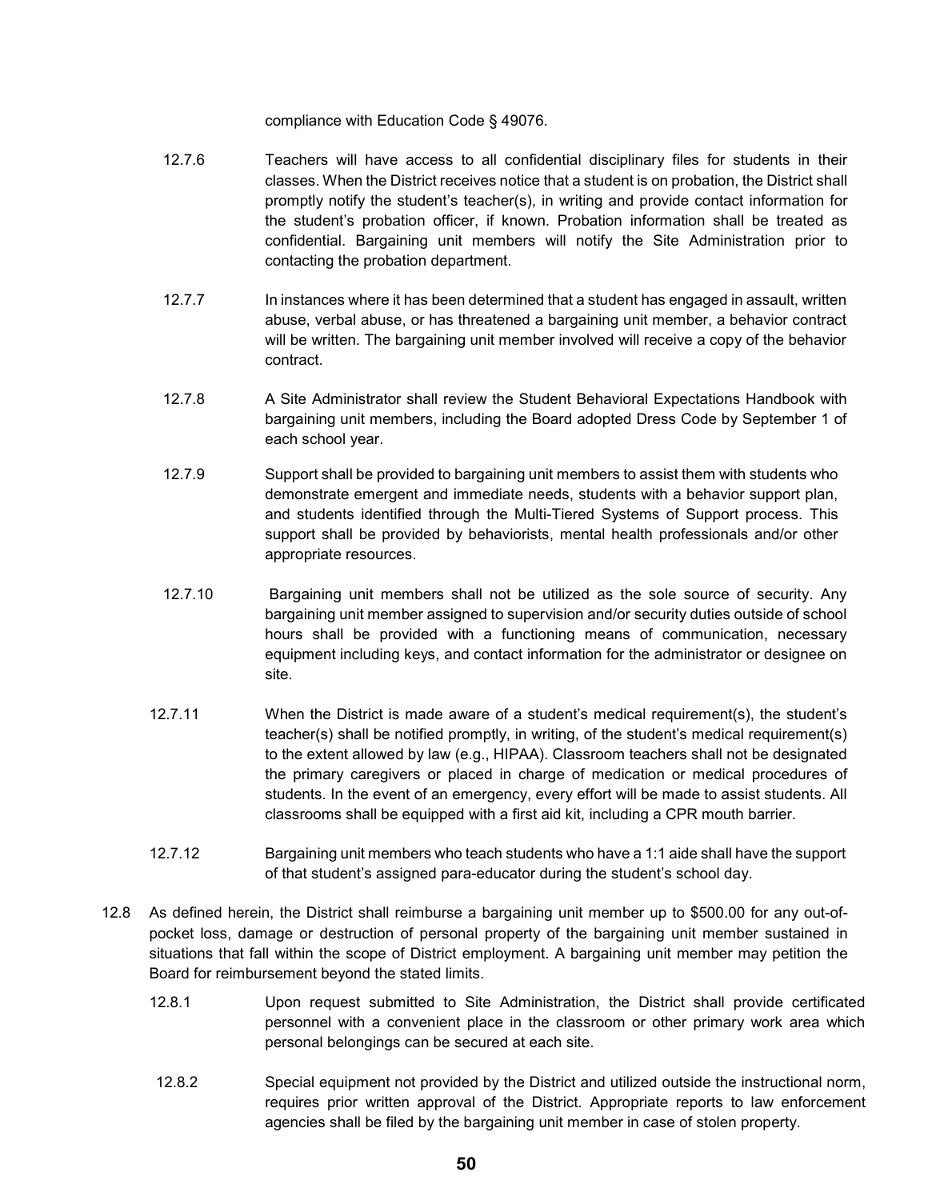compliance with Education Code § 49076.

12.7.6 Teachers will have access to all confidential disciplinary files for students in their classes. When the District receives notice that a student is on probation, the District shall promptly notify the student's teacher(s), in writing and provide contact information for the student's probation officer, if known. Probation information shall be treated as confidential. Bargaining unit members will notify the Site Administration prior to contacting the probation department.

12.7.7 In instances where it has been determined that a student has engaged in assault, written abuse, verbal abuse, or has threatened a bargaining unit member, a behavior contract will be written. The bargaining unit member involved will receive a copy of the behavior contract.

12.7.8 A Site Administrator shall review the Student Behavioral Expectations Handbook with bargaining unit members, including the Board adopted Dress Code by September 1 of each school year.

12.7.9 Support shall be provided to bargaining unit members to assist them with students who demonstrate emergent and immediate needs, students with a behavior support plan, and students identified through the Multi-Tiered Systems of Support process. This support shall be provided by behaviorists, mental health professionals and/or other appropriate resources.

12.7.10 Bargaining unit members shall not be utilized as the sole source of security. Any bargaining unit member assigned to supervision and/or security duties outside of school hours shall be provided with a functioning means of communication, necessary equipment including keys, and contact information for the administrator or designee on site.

12.7.11 When the District is made aware of a student's medical requirement(s), the student's teacher(s) shall be notified promptly, in writing, of the student's medical requirement(s) to the extent allowed by law (e.g., HIPAA). Classroom teachers shall not be designated the primary caregivers or placed in charge of medication or medical procedures of students. In the event of an emergency, every effort will be made to assist students. All classrooms shall be equipped with a first aid kit, including a CPR mouth barrier.

12.7.12 Bargaining unit members who teach students who have a 1:1 aide shall have the support of that student's assigned para-educator during the student's school day.

12.8 As defined herein, the District shall reimburse a bargaining unit member up to $500.00 for any out-of-pocket loss, damage or destruction of personal property of the bargaining unit member sustained in situations that fall within the scope of District employment. A bargaining unit member may petition the Board for reimbursement beyond the stated limits.

12.8.1 Upon request submitted to Site Administration, the District shall provide certificated personnel with a convenient place in the classroom or other primary work area which personal belongings can be secured at each site.

12.8.2 Special equipment not provided by the District and utilized outside the instructional norm, requires prior written approval of the District. Appropriate reports to law enforcement agencies shall be filed by the bargaining unit member in case of stolen property.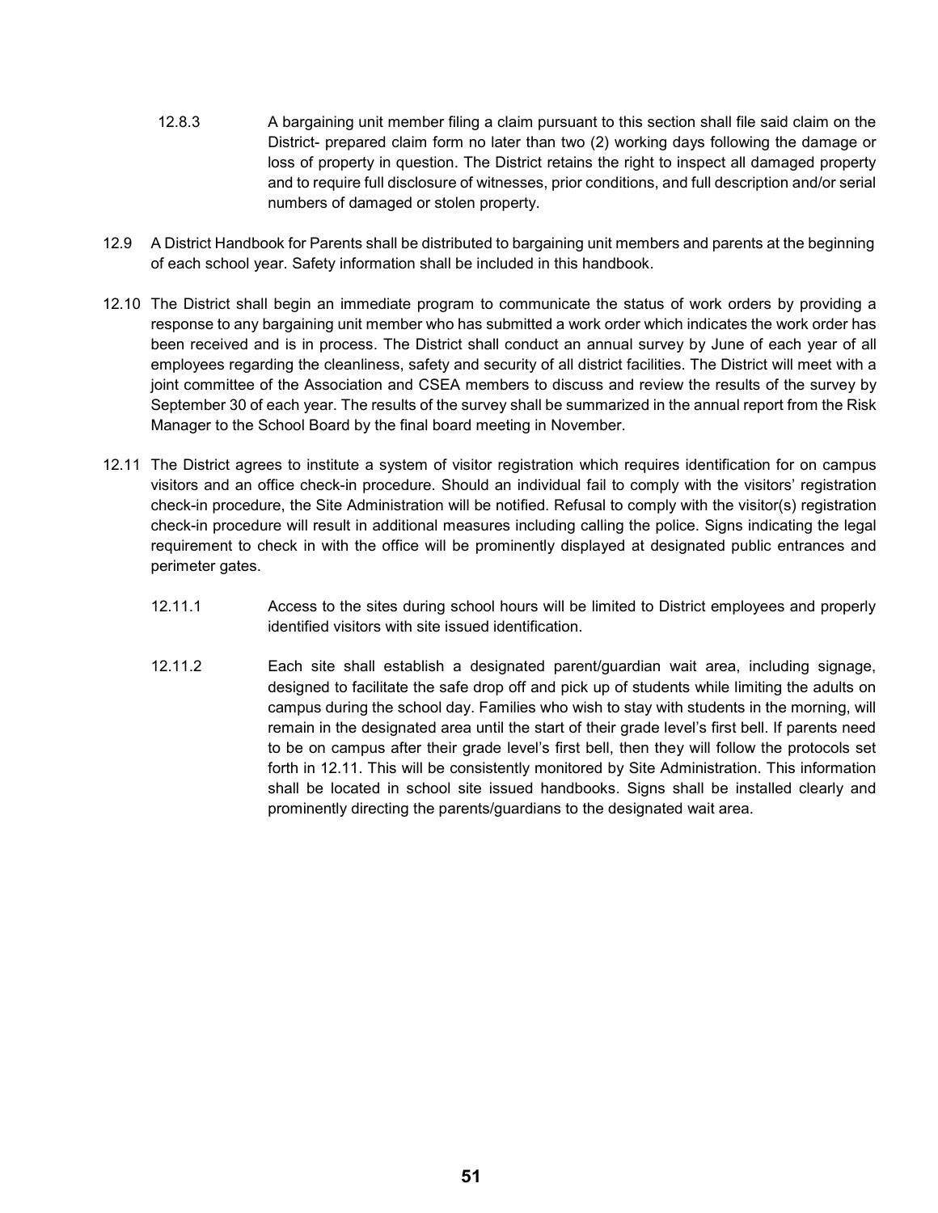12.8.3 A bargaining unit member filing a claim pursuant to this section shall file said claim on the District- prepared claim form no later than two (2) working days following the damage or loss of property in question. The District retains the right to inspect all damaged property and to require full disclosure of witnesses, prior conditions, and full description and/or serial numbers of damaged or stolen property.

12.9 A District Handbook for Parents shall be distributed to bargaining unit members and parents at the beginning of each school year. Safety information shall be included in this handbook.

12.10 The District shall begin an immediate program to communicate the status of work orders by providing a response to any bargaining unit member who has submitted a work order which indicates the work order has been received and is in process. The District shall conduct an annual survey by June of each year of all employees regarding the cleanliness, safety and security of all district facilities. The District will meet with a joint committee of the Association and CSEA members to discuss and review the results of the survey by September 30 of each year. The results of the survey shall be summarized in the annual report from the Risk Manager to the School Board by the final board meeting in November.

12.11 The District agrees to institute a system of visitor registration which requires identification for on campus visitors and an office check-in procedure. Should an individual fail to comply with the visitors' registration check-in procedure, the Site Administration will be notified. Refusal to comply with the visitor(s) registration check-in procedure will result in additional measures including calling the police. Signs indicating the legal requirement to check in with the office will be prominently displayed at designated public entrances and perimeter gates.

12.11.1 Access to the sites during school hours will be limited to District employees and properly identified visitors with site issued identification.

12.11.2 Each site shall establish a designated parent/guardian wait area, including signage, designed to facilitate the safe drop off and pick up of students while limiting the adults on campus during the school day. Families who wish to stay with students in the morning, will remain in the designated area until the start of their grade level's first bell. If parents need to be on campus after their grade level's first bell, then they will follow the protocols set forth in 12.11. This will be consistently monitored by Site Administration. This information shall be located in school site issued handbooks. Signs shall be installed clearly and prominently directing the parents/guardians to the designated wait area.